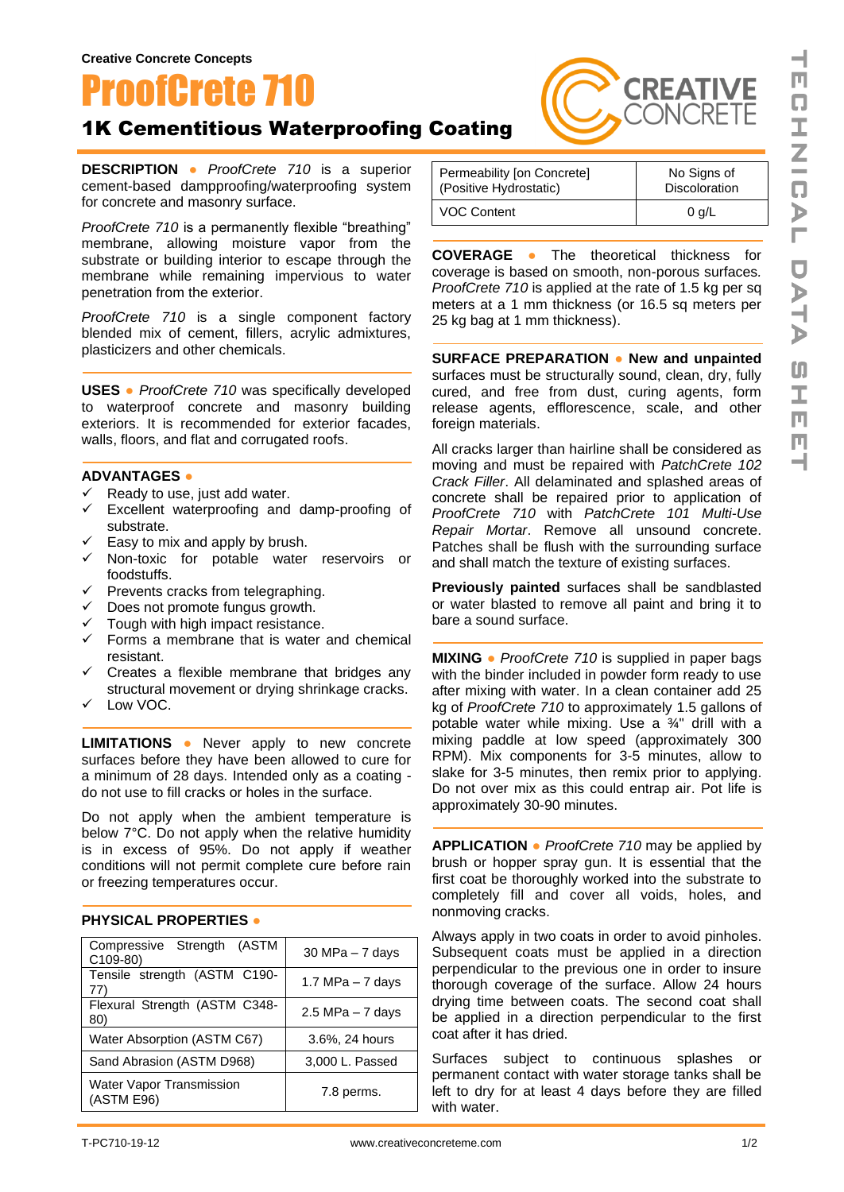Creative Concrete Concepts

# ProofCrete 710

## 1K Cementitious Waterproofing Coating

**DESCRIPTION** ● *ProofCrete 710* is a superior cement-based dampproofing/waterproofing system for concrete and masonry surface.

*ProofCrete 710* is a permanently flexible "breathing" membrane, allowing moisture vapor from the substrate or building interior to escape through the membrane while remaining impervious to water penetration from the exterior.

*ProofCrete 710* is a single component factory blended mix of cement, fillers, acrylic admixtures, plasticizers and other chemicals.

**USES** ● *ProofCrete 710* was specifically developed to waterproof concrete and masonry building exteriors. It is recommended for exterior facades, walls, floors, and flat and corrugated roofs.

**ADVANTAGES** ●

- ✓ Ready to use, just add water.
- ✓ Excellent waterproofing and damp-proofing of substrate.
- ✓ Easy to mix and apply by brush.
- ✓ Non-toxic for potable water reservoirs or foodstuffs.
- ✓ Prevents cracks from telegraphing.
- ✓ Does not promote fungus growth.
- ✓ Tough with high impact resistance.
- ✓ Forms a membrane that is water and chemical resistant.
- ✓ Creates a flexible membrane that bridges any structural movement or drying shrinkage cracks.
- ✓ Low VOC.

**LIMITATIONS** ● Never apply to new concrete surfaces before they have been allowed to cure for a minimum of 28 days. Intended only as a coating - do not use to fill cracks or holes in the surface.

Do not apply when the ambient temperature is below 7°C. Do not apply when the relative humidity is in excess of 95%. Do not apply if weather conditions will not permit complete cure before rain or freezing temperatures occur.

**PHYSICAL PROPERTIES** ●

| Property | Value |
|---|---|
| Compressive Strength (ASTM C109-80) | 30 MPa – 7 days |
| Tensile strength (ASTM C190-77) | 1.7 MPa – 7 days |
| Flexural Strength (ASTM C348-80) | 2.5 MPa – 7 days |
| Water Absorption (ASTM C67) | 3.6%, 24 hours |
| Sand Abrasion (ASTM D968) | 3,000 L. Passed |
| Water Vapor Transmission (ASTM E96) | 7.8 perms. |
| Permeability [on Concrete] (Positive Hydrostatic) | No Signs of Discoloration |
| VOC Content | 0 g/L |

**COVERAGE** ● The theoretical thickness for coverage is based on smooth, non-porous surfaces. *ProofCrete 710* is applied at the rate of 1.5 kg per sq meters at a 1 mm thickness (or 16.5 sq meters per 25 kg bag at 1 mm thickness).

**SURFACE PREPARATION** ● **New and unpainted** surfaces must be structurally sound, clean, dry, fully cured, and free from dust, curing agents, form release agents, efflorescence, scale, and other foreign materials.

All cracks larger than hairline shall be considered as moving and must be repaired with *PatchCrete 102 Crack Filler*. All delaminated and splashed areas of concrete shall be repaired prior to application of *ProofCrete 710* with *PatchCrete 101 Multi-Use Repair Mortar*. Remove all unsound concrete. Patches shall be flush with the surrounding surface and shall match the texture of existing surfaces.

**Previously painted** surfaces shall be sandblasted or water blasted to remove all paint and bring it to bare a sound surface.

**MIXING** ● *ProofCrete 710* is supplied in paper bags with the binder included in powder form ready to use after mixing with water. In a clean container add 25 kg of *ProofCrete 710* to approximately 1.5 gallons of potable water while mixing. Use a ¾" drill with a mixing paddle at low speed (approximately 300 RPM). Mix components for 3-5 minutes, allow to slake for 3-5 minutes, then remix prior to applying. Do not over mix as this could entrap air. Pot life is approximately 30-90 minutes.

**APPLICATION** ● *ProofCrete 710* may be applied by brush or hopper spray gun. It is essential that the first coat be thoroughly worked into the substrate to completely fill and cover all voids, holes, and nonmoving cracks.

Always apply in two coats in order to avoid pinholes. Subsequent coats must be applied in a direction perpendicular to the previous one in order to insure thorough coverage of the surface. Allow 24 hours drying time between coats. The second coat shall be applied in a direction perpendicular to the first coat after it has dried.

Surfaces subject to continuous splashes or permanent contact with water storage tanks shall be left to dry for at least 4 days before they are filled with water.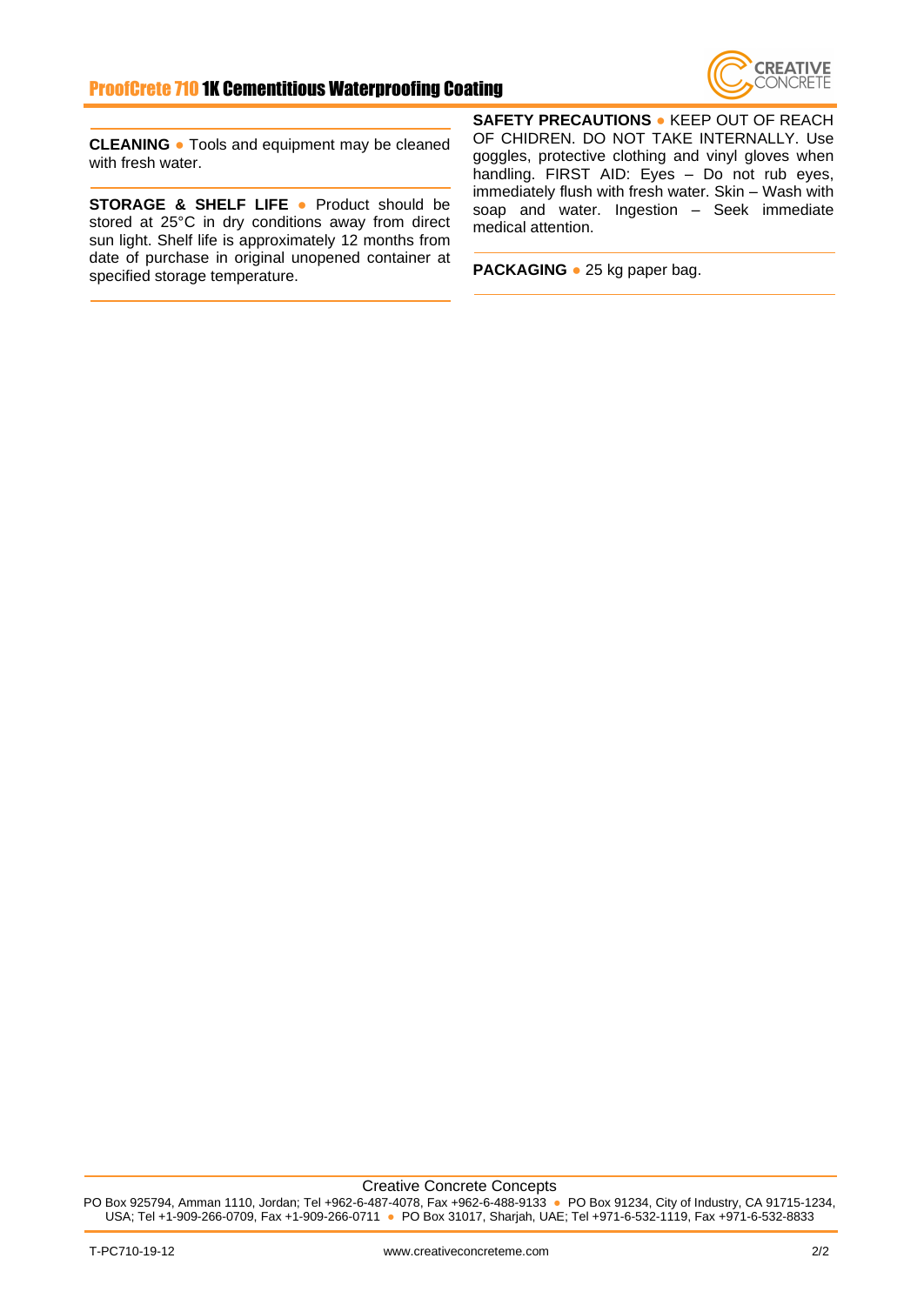**CLEANING** ● Tools and equipment may be cleaned with fresh water.

**STORAGE & SHELF LIFE** ● Product should be stored at 25°C in dry conditions away from direct sun light. Shelf life is approximately 12 months from date of purchase in original unopened container at specified storage temperature.

**SAFETY PRECAUTIONS** ● KEEP OUT OF REACH OF CHIDREN. DO NOT TAKE INTERNALLY. Use goggles, protective clothing and vinyl gloves when handling. FIRST AID: Eyes – Do not rub eyes, immediately flush with fresh water. Skin – Wash with soap and water. Ingestion – Seek immediate medical attention.

**PACKAGING** ● 25 kg paper bag.

Creative Concrete Concepts

PO Box 925794, Amman 1110, Jordan; Tel +962-6-487-4078, Fax +962-6-488-9133 ● PO Box 91234, City of Industry, CA 91715-1234, USA; Tel +1-909-266-0709, Fax +1-909-266-0711 ● PO Box 31017, Sharjah, UAE; Tel +971-6-532-1119, Fax +971-6-532-8833

T-PC710-19-12 www.creativeconcreteme.com